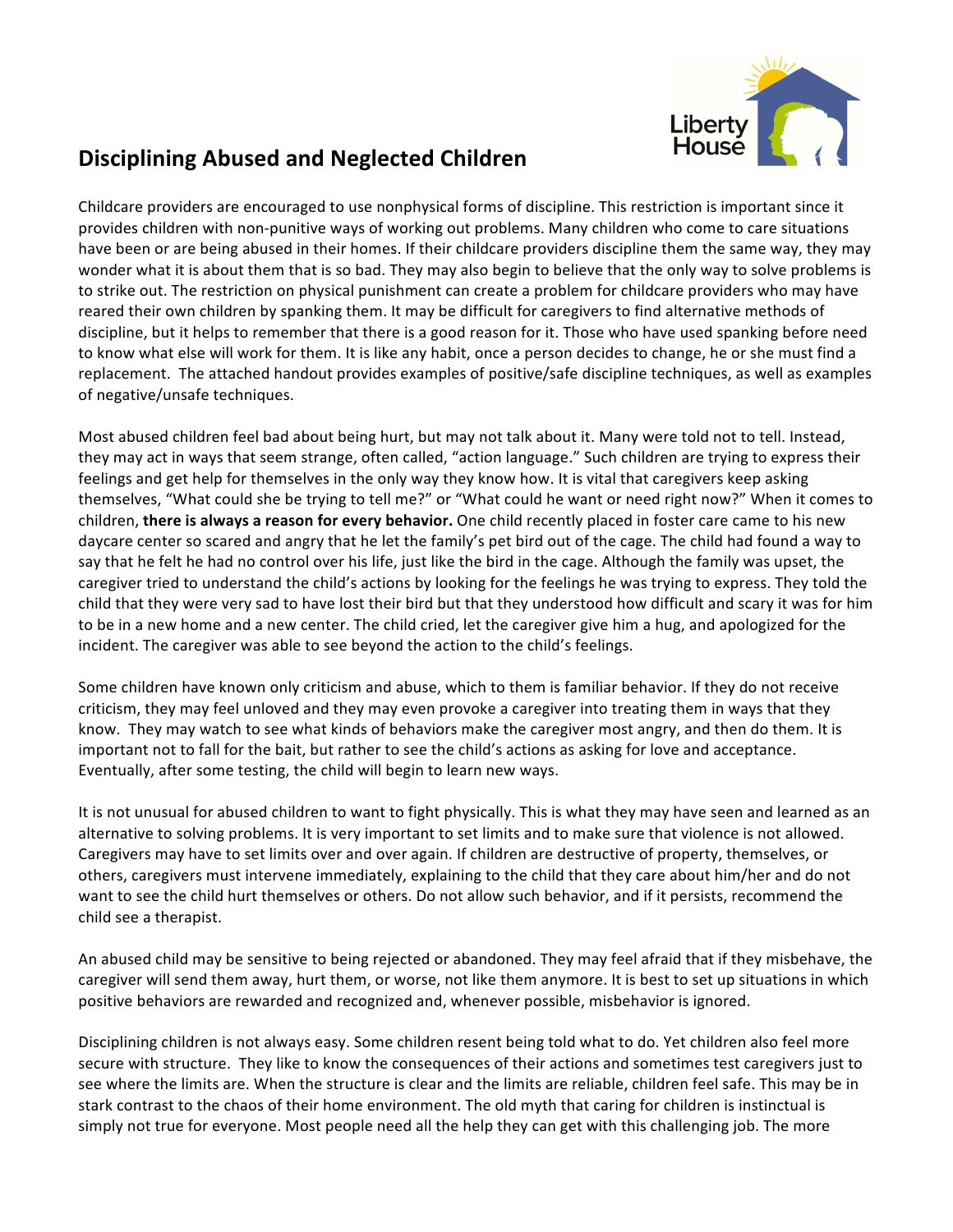# Disciplining Abused and Neglected Children

Childcare providers are encouraged to use nonphysical forms of discipline. This restriction is important since it provides children with non-punitive ways of working out problems. Many children who come to care situations have been or are being abused in their homes. If their childcare providers discipline them the same way, they may wonder what it is about them that is so bad. They may also begin to believe that the only way to solve problems is to strike out. The restriction on physical punishment can create a problem for childcare providers who may have reared their own children by spanking them. It may be difficult for caregivers to find alternative methods of discipline, but it helps to remember that there is a good reason for it. Those who have used spanking before need to know what else will work for them. It is like any habit, once a person decides to change, he or she must find a replacement. The attached handout provides examples of positive/safe discipline techniques, as well as examples of negative/unsafe techniques.

Most abused children feel bad about being hurt, but may not talk about it. Many were told not to tell. Instead, they may act in ways that seem strange, often called, "action language." Such children are trying to express their feelings and get help for themselves in the only way they know how. It is vital that caregivers keep asking themselves, "What could she be trying to tell me?" or "What could he want or need right now?" When it comes to children, **there is always a reason for every behavior.** One child recently placed in foster care came to his new daycare center so scared and angry that he let the family's pet bird out of the cage. The child had found a way to say that he felt he had no control over his life, just like the bird in the cage. Although the family was upset, the caregiver tried to understand the child's actions by looking for the feelings he was trying to express. They told the child that they were very sad to have lost their bird but that they understood how difficult and scary it was for him to be in a new home and a new center. The child cried, let the caregiver give him a hug, and apologized for the incident. The caregiver was able to see beyond the action to the child's feelings.

Some children have known only criticism and abuse, which to them is familiar behavior. If they do not receive criticism, they may feel unloved and they may even provoke a caregiver into treating them in ways that they know. They may watch to see what kinds of behaviors make the caregiver most angry, and then do them. It is important not to fall for the bait, but rather to see the child's actions as asking for love and acceptance. Eventually, after some testing, the child will begin to learn new ways.

It is not unusual for abused children to want to fight physically. This is what they may have seen and learned as an alternative to solving problems. It is very important to set limits and to make sure that violence is not allowed. Caregivers may have to set limits over and over again. If children are destructive of property, themselves, or others, caregivers must intervene immediately, explaining to the child that they care about him/her and do not want to see the child hurt themselves or others. Do not allow such behavior, and if it persists, recommend the child see a therapist.

An abused child may be sensitive to being rejected or abandoned. They may feel afraid that if they misbehave, the caregiver will send them away, hurt them, or worse, not like them anymore. It is best to set up situations in which positive behaviors are rewarded and recognized and, whenever possible, misbehavior is ignored.

Disciplining children is not always easy. Some children resent being told what to do. Yet children also feel more secure with structure. They like to know the consequences of their actions and sometimes test caregivers just to see where the limits are. When the structure is clear and the limits are reliable, children feel safe. This may be in stark contrast to the chaos of their home environment. The old myth that caring for children is instinctual is simply not true for everyone. Most people need all the help they can get with this challenging job. The more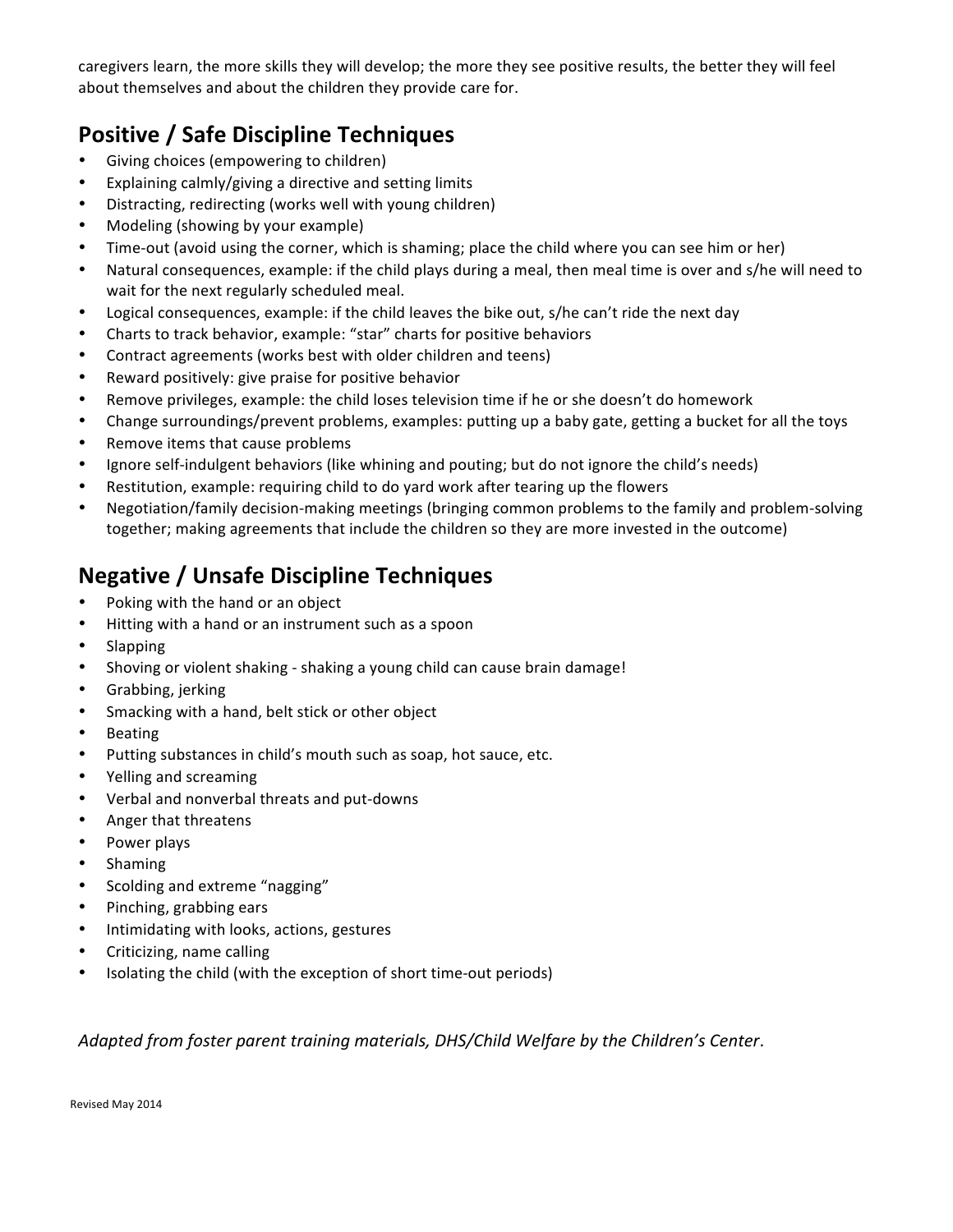caregivers learn, the more skills they will develop; the more they see positive results, the better they will feel about themselves and about the children they provide care for.

## Positive / Safe Discipline Techniques

- Giving choices (empowering to children)
- Explaining calmly/giving a directive and setting limits
- Distracting, redirecting (works well with young children)
- Modeling (showing by your example)
- Time-out (avoid using the corner, which is shaming; place the child where you can see him or her)
- Natural consequences, example: if the child plays during a meal, then meal time is over and s/he will need to wait for the next regularly scheduled meal.
- Logical consequences, example: if the child leaves the bike out, s/he can't ride the next day
- Charts to track behavior, example: "star" charts for positive behaviors
- Contract agreements (works best with older children and teens)
- Reward positively: give praise for positive behavior
- Remove privileges, example: the child loses television time if he or she doesn't do homework
- Change surroundings/prevent problems, examples: putting up a baby gate, getting a bucket for all the toys
- Remove items that cause problems
- Ignore self-indulgent behaviors (like whining and pouting; but do not ignore the child's needs)
- Restitution, example: requiring child to do yard work after tearing up the flowers
- Negotiation/family decision-making meetings (bringing common problems to the family and problem-solving together; making agreements that include the children so they are more invested in the outcome)

## Negative / Unsafe Discipline Techniques

- Poking with the hand or an object
- Hitting with a hand or an instrument such as a spoon
- Slapping
- Shoving or violent shaking - shaking a young child can cause brain damage!
- Grabbing, jerking
- Smacking with a hand, belt stick or other object
- Beating
- Putting substances in child's mouth such as soap, hot sauce, etc.
- Yelling and screaming
- Verbal and nonverbal threats and put-downs
- Anger that threatens
- Power plays
- Shaming
- Scolding and extreme "nagging"
- Pinching, grabbing ears
- Intimidating with looks, actions, gestures
- Criticizing, name calling
- Isolating the child (with the exception of short time-out periods)

*Adapted from foster parent training materials, DHS/Child Welfare by the Children's Center.*

Revised May 2014